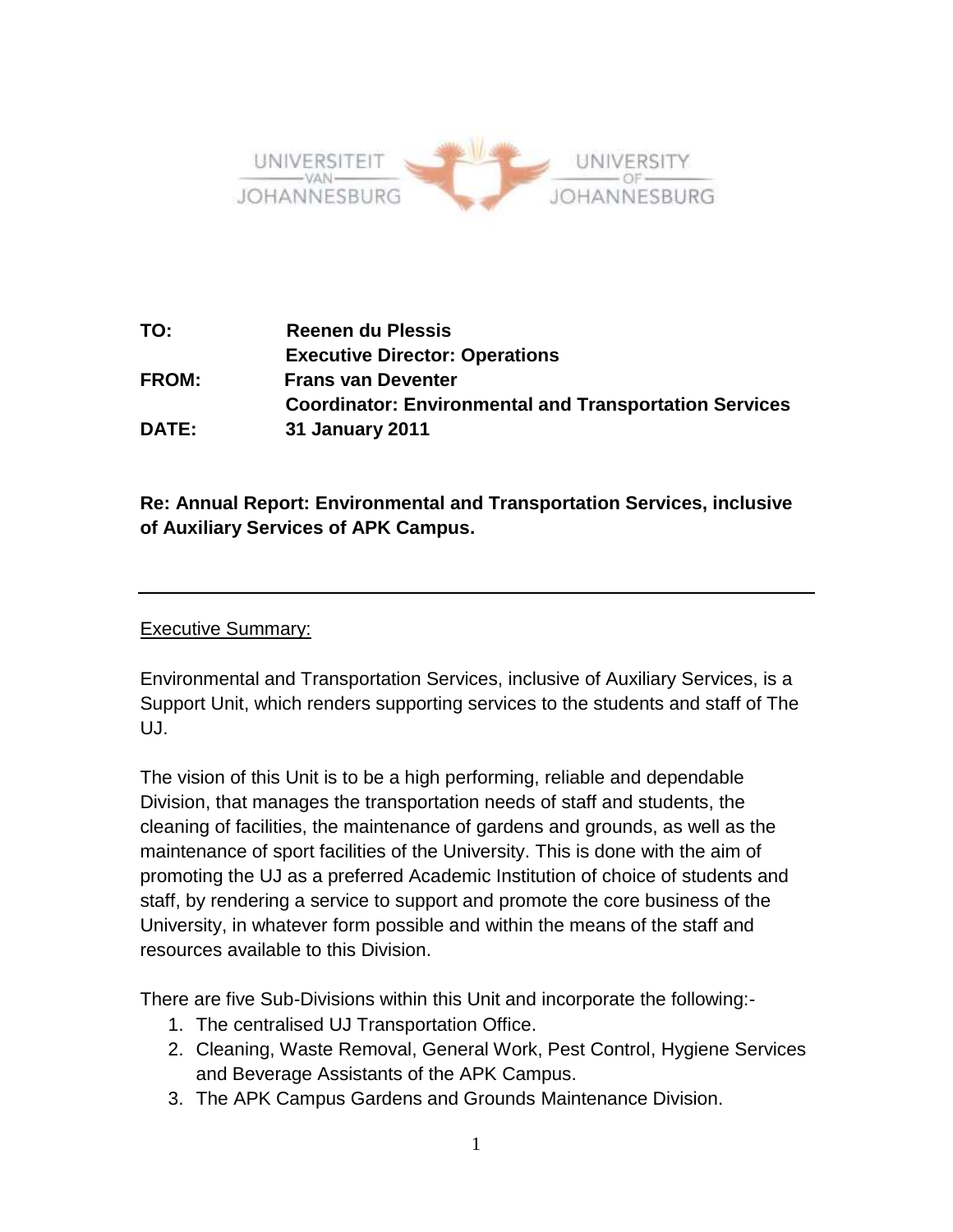UNIVERSITEIT VAN JOHANNESBURG — UNIVERSITY OF JOHANNESBURG

**TO:** **Reenen du Plessis**
**Executive Director: Operations**

**FROM:** **Frans van Deventer**
**Coordinator: Environmental and Transportation Services**

**DATE:** **31 January 2011**

**Re: Annual Report: Environmental and Transportation Services, inclusive of Auxiliary Services of APK Campus.**

---

Executive Summary:

Environmental and Transportation Services, inclusive of Auxiliary Services, is a Support Unit, which renders supporting services to the students and staff of The UJ.

The vision of this Unit is to be a high performing, reliable and dependable Division, that manages the transportation needs of staff and students, the cleaning of facilities, the maintenance of gardens and grounds, as well as the maintenance of sport facilities of the University. This is done with the aim of promoting the UJ as a preferred Academic Institution of choice of students and staff, by rendering a service to support and promote the core business of the University, in whatever form possible and within the means of the staff and resources available to this Division.

There are five Sub-Divisions within this Unit and incorporate the following:-

1. The centralised UJ Transportation Office.
2. Cleaning, Waste Removal, General Work, Pest Control, Hygiene Services and Beverage Assistants of the APK Campus.
3. The APK Campus Gardens and Grounds Maintenance Division.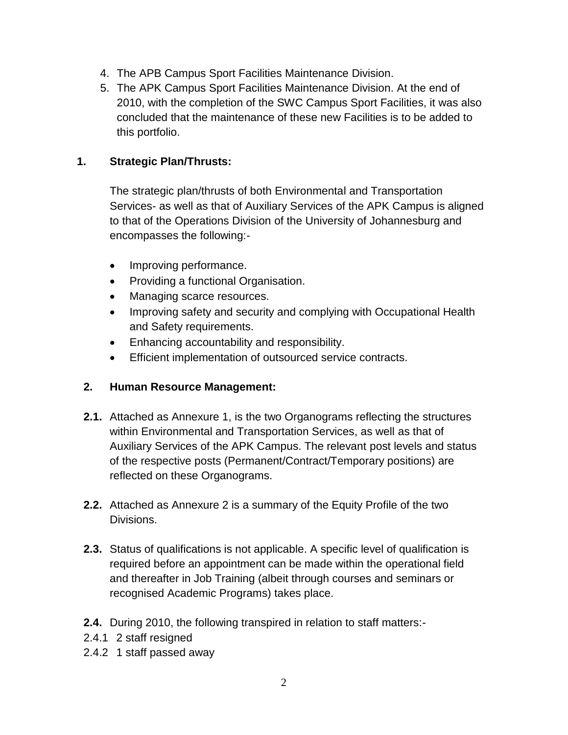4. The APB Campus Sport Facilities Maintenance Division.
5. The APK Campus Sport Facilities Maintenance Division. At the end of 2010, with the completion of the SWC Campus Sport Facilities, it was also concluded that the maintenance of these new Facilities is to be added to this portfolio.

## 1. Strategic Plan/Thrusts:

The strategic plan/thrusts of both Environmental and Transportation Services- as well as that of Auxiliary Services of the APK Campus is aligned to that of the Operations Division of the University of Johannesburg and encompasses the following:-

- Improving performance.
- Providing a functional Organisation.
- Managing scarce resources.
- Improving safety and security and complying with Occupational Health and Safety requirements.
- Enhancing accountability and responsibility.
- Efficient implementation of outsourced service contracts.

## 2. Human Resource Management:

**2.1.** Attached as Annexure 1, is the two Organograms reflecting the structures within Environmental and Transportation Services, as well as that of Auxiliary Services of the APK Campus. The relevant post levels and status of the respective posts (Permanent/Contract/Temporary positions) are reflected on these Organograms.

**2.2.** Attached as Annexure 2 is a summary of the Equity Profile of the two Divisions.

**2.3.** Status of qualifications is not applicable. A specific level of qualification is required before an appointment can be made within the operational field and thereafter in Job Training (albeit through courses and seminars or recognised Academic Programs) takes place.

**2.4.** During 2010, the following transpired in relation to staff matters:-

2.4.1 2 staff resigned

2.4.2 1 staff passed away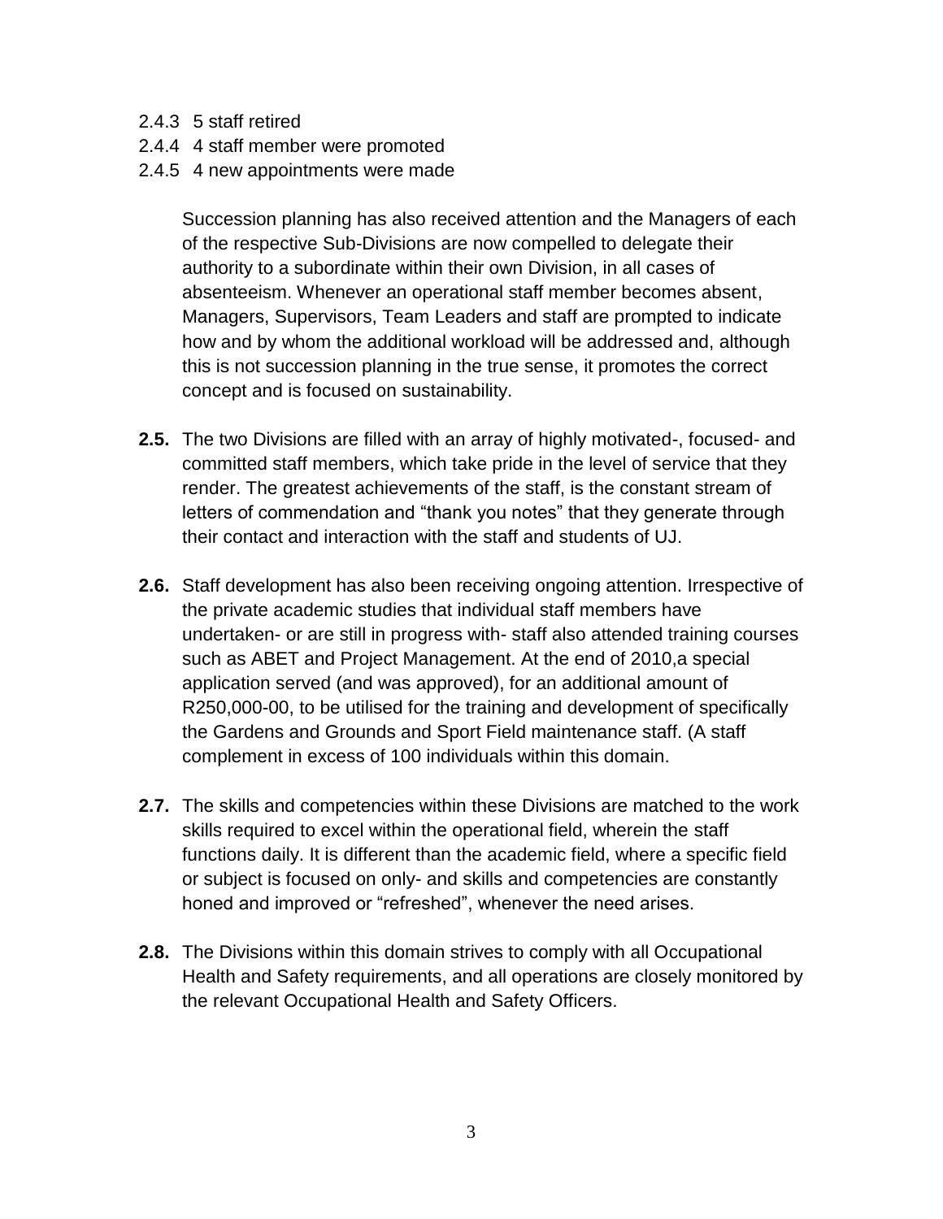2.4.3 5 staff retired
2.4.4 4 staff member were promoted
2.4.5 4 new appointments were made

Succession planning has also received attention and the Managers of each of the respective Sub-Divisions are now compelled to delegate their authority to a subordinate within their own Division, in all cases of absenteeism. Whenever an operational staff member becomes absent, Managers, Supervisors, Team Leaders and staff are prompted to indicate how and by whom the additional workload will be addressed and, although this is not succession planning in the true sense, it promotes the correct concept and is focused on sustainability.

**2.5.** The two Divisions are filled with an array of highly motivated-, focused- and committed staff members, which take pride in the level of service that they render. The greatest achievements of the staff, is the constant stream of letters of commendation and "thank you notes" that they generate through their contact and interaction with the staff and students of UJ.

**2.6.** Staff development has also been receiving ongoing attention. Irrespective of the private academic studies that individual staff members have undertaken- or are still in progress with- staff also attended training courses such as ABET and Project Management. At the end of 2010,a special application served (and was approved), for an additional amount of R250,000-00, to be utilised for the training and development of specifically the Gardens and Grounds and Sport Field maintenance staff. (A staff complement in excess of 100 individuals within this domain.

**2.7.** The skills and competencies within these Divisions are matched to the work skills required to excel within the operational field, wherein the staff functions daily. It is different than the academic field, where a specific field or subject is focused on only- and skills and competencies are constantly honed and improved or "refreshed", whenever the need arises.

**2.8.** The Divisions within this domain strives to comply with all Occupational Health and Safety requirements, and all operations are closely monitored by the relevant Occupational Health and Safety Officers.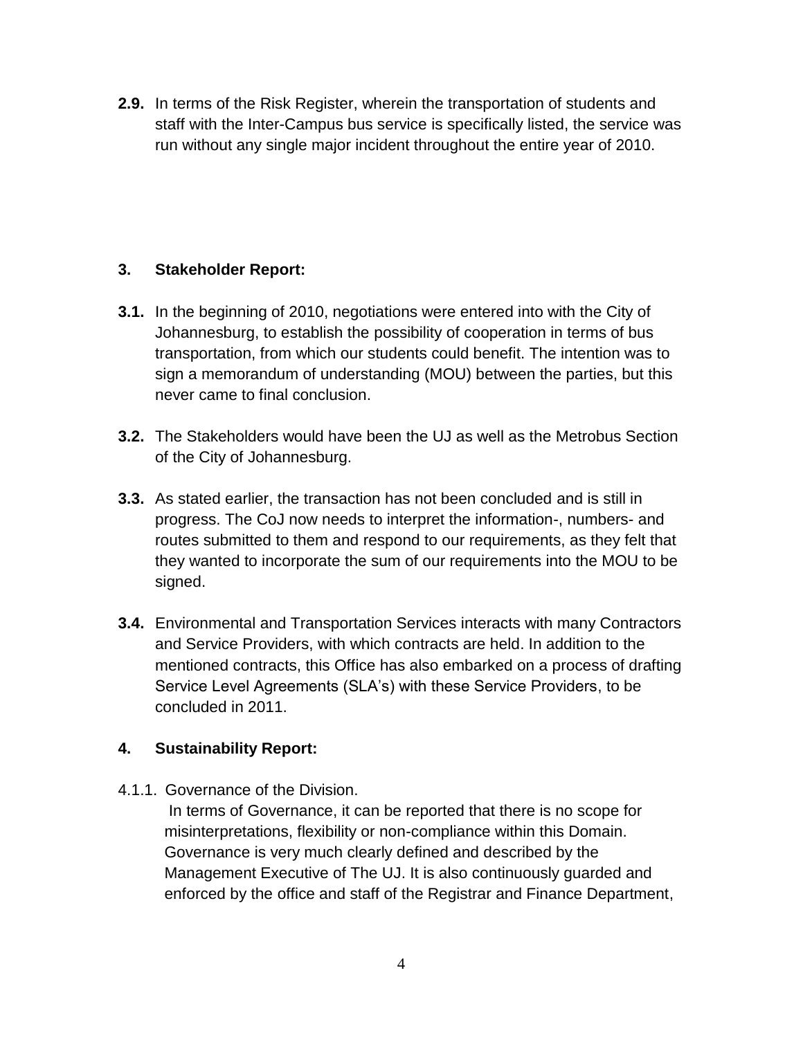**2.9.** In terms of the Risk Register, wherein the transportation of students and staff with the Inter-Campus bus service is specifically listed, the service was run without any single major incident throughout the entire year of 2010.

## 3. Stakeholder Report:

**3.1.** In the beginning of 2010, negotiations were entered into with the City of Johannesburg, to establish the possibility of cooperation in terms of bus transportation, from which our students could benefit. The intention was to sign a memorandum of understanding (MOU) between the parties, but this never came to final conclusion.

**3.2.** The Stakeholders would have been the UJ as well as the Metrobus Section of the City of Johannesburg.

**3.3.** As stated earlier, the transaction has not been concluded and is still in progress. The CoJ now needs to interpret the information-, numbers- and routes submitted to them and respond to our requirements, as they felt that they wanted to incorporate the sum of our requirements into the MOU to be signed.

**3.4.** Environmental and Transportation Services interacts with many Contractors and Service Providers, with which contracts are held. In addition to the mentioned contracts, this Office has also embarked on a process of drafting Service Level Agreements (SLA's) with these Service Providers, to be concluded in 2011.

## 4. Sustainability Report:

4.1.1. Governance of the Division.

In terms of Governance, it can be reported that there is no scope for misinterpretations, flexibility or non-compliance within this Domain. Governance is very much clearly defined and described by the Management Executive of The UJ. It is also continuously guarded and enforced by the office and staff of the Registrar and Finance Department,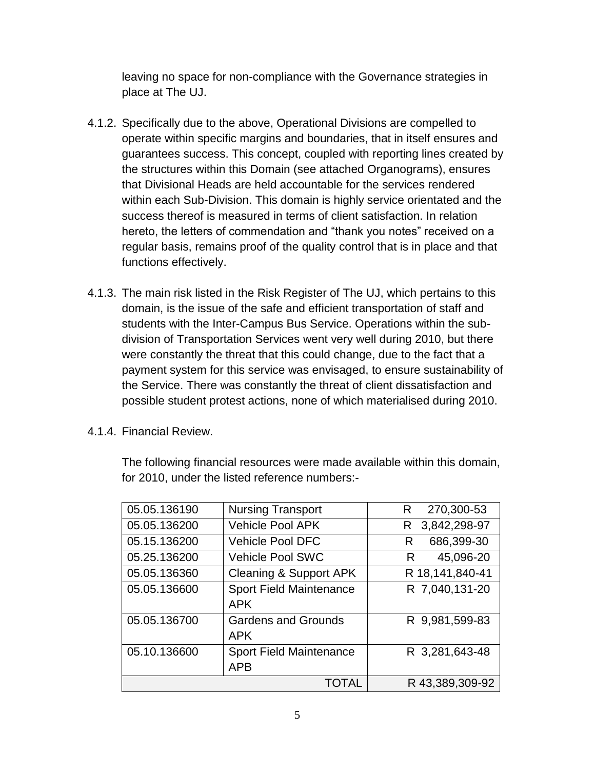leaving no space for non-compliance with the Governance strategies in place at The UJ.

4.1.2. Specifically due to the above, Operational Divisions are compelled to operate within specific margins and boundaries, that in itself ensures and guarantees success. This concept, coupled with reporting lines created by the structures within this Domain (see attached Organograms), ensures that Divisional Heads are held accountable for the services rendered within each Sub-Division. This domain is highly service orientated and the success thereof is measured in terms of client satisfaction. In relation hereto, the letters of commendation and "thank you notes" received on a regular basis, remains proof of the quality control that is in place and that functions effectively.

4.1.3. The main risk listed in the Risk Register of The UJ, which pertains to this domain, is the issue of the safe and efficient transportation of staff and students with the Inter-Campus Bus Service. Operations within the sub-division of Transportation Services went very well during 2010, but there were constantly the threat that this could change, due to the fact that a payment system for this service was envisaged, to ensure sustainability of the Service. There was constantly the threat of client dissatisfaction and possible student protest actions, none of which materialised during 2010.

4.1.4. Financial Review.

The following financial resources were made available within this domain, for 2010, under the listed reference numbers:-

| | | |
|---|---|---|
| 05.05.136190 | Nursing Transport | R 270,300-53 |
| 05.05.136200 | Vehicle Pool APK | R 3,842,298-97 |
| 05.15.136200 | Vehicle Pool DFC | R 686,399-30 |
| 05.25.136200 | Vehicle Pool SWC | R 45,096-20 |
| 05.05.136360 | Cleaning & Support APK | R 18,141,840-41 |
| 05.05.136600 | Sport Field Maintenance APK | R 7,040,131-20 |
| 05.05.136700 | Gardens and Grounds APK | R 9,981,599-83 |
| 05.10.136600 | Sport Field Maintenance APB | R 3,281,643-48 |
| | TOTAL | R 43,389,309-92 |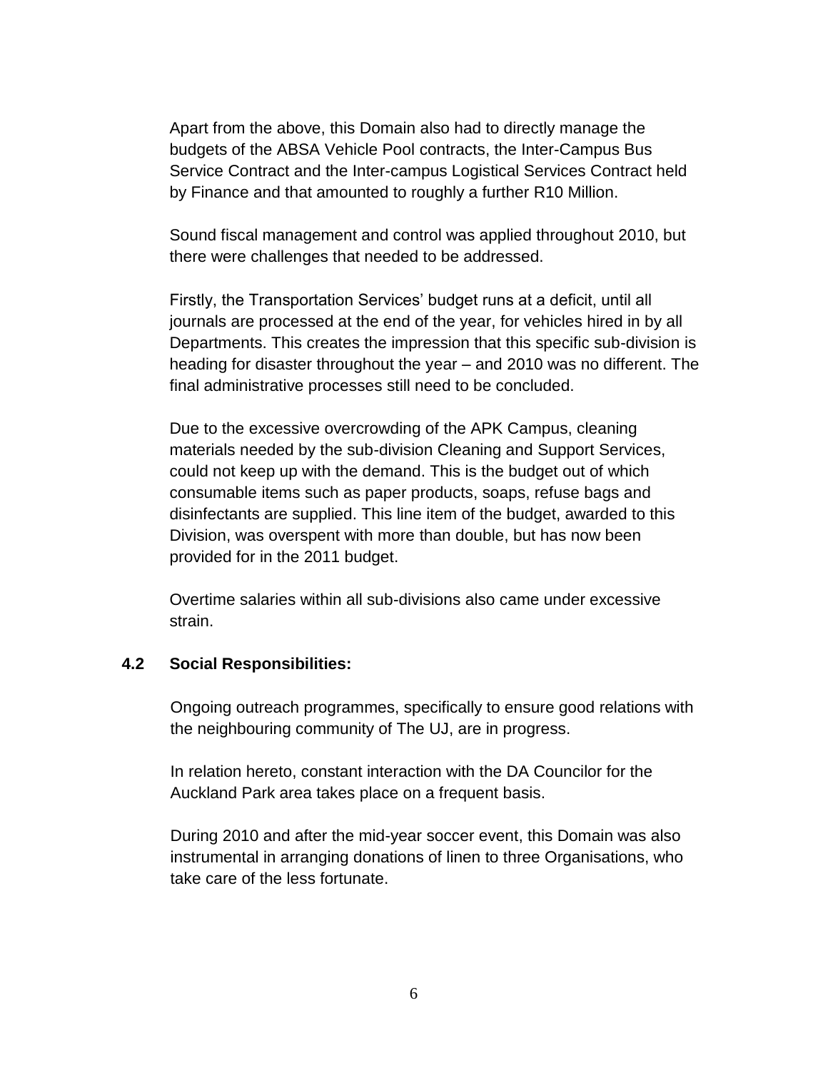Apart from the above, this Domain also had to directly manage the budgets of the ABSA Vehicle Pool contracts, the Inter-Campus Bus Service Contract and the Inter-campus Logistical Services Contract held by Finance and that amounted to roughly a further R10 Million.

Sound fiscal management and control was applied throughout 2010, but there were challenges that needed to be addressed.

Firstly, the Transportation Services' budget runs at a deficit, until all journals are processed at the end of the year, for vehicles hired in by all Departments. This creates the impression that this specific sub-division is heading for disaster throughout the year – and 2010 was no different. The final administrative processes still need to be concluded.

Due to the excessive overcrowding of the APK Campus, cleaning materials needed by the sub-division Cleaning and Support Services, could not keep up with the demand. This is the budget out of which consumable items such as paper products, soaps, refuse bags and disinfectants are supplied. This line item of the budget, awarded to this Division, was overspent with more than double, but has now been provided for in the 2011 budget.

Overtime salaries within all sub-divisions also came under excessive strain.

### 4.2 Social Responsibilities:

Ongoing outreach programmes, specifically to ensure good relations with the neighbouring community of The UJ, are in progress.

In relation hereto, constant interaction with the DA Councilor for the Auckland Park area takes place on a frequent basis.

During 2010 and after the mid-year soccer event, this Domain was also instrumental in arranging donations of linen to three Organisations, who take care of the less fortunate.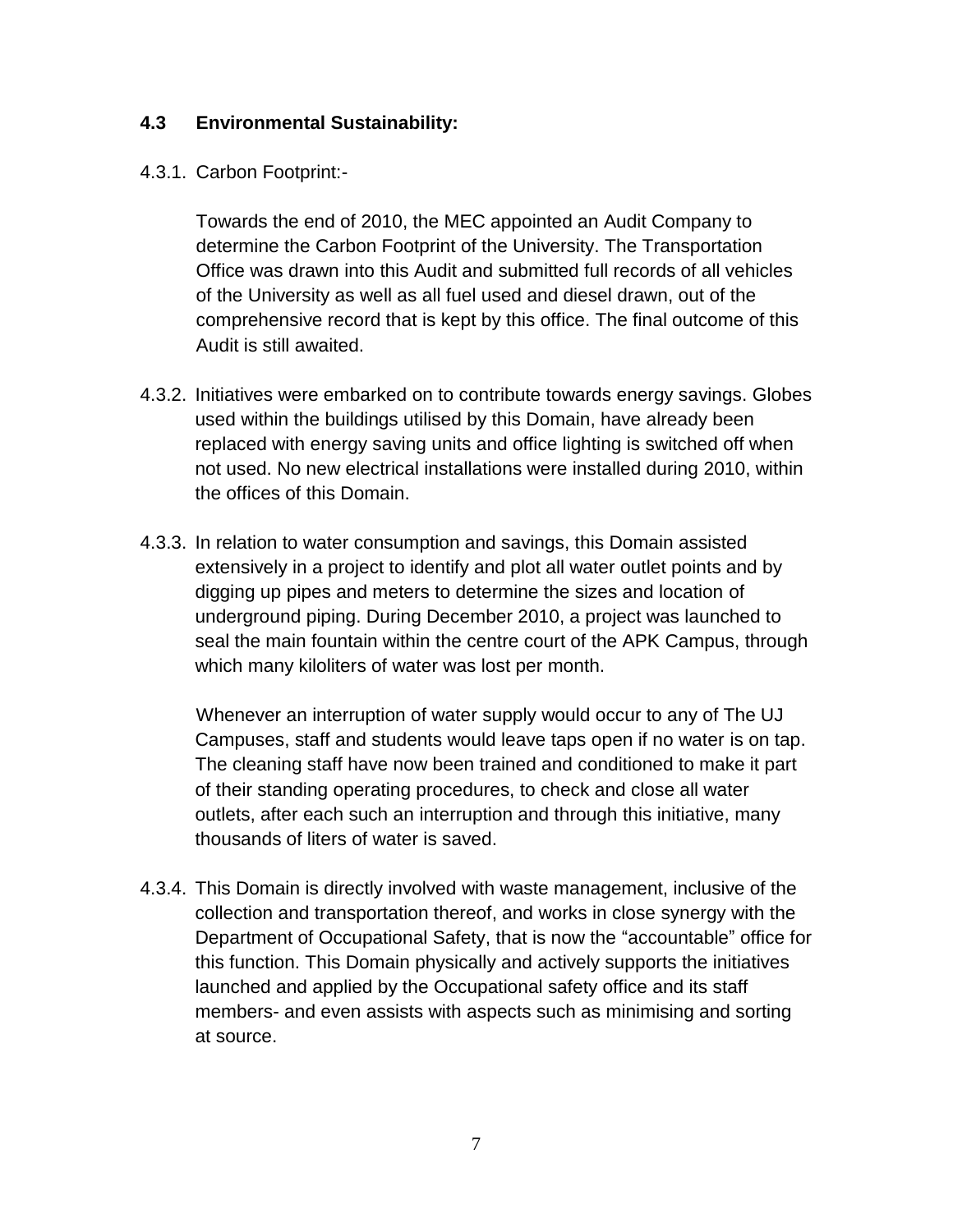### 4.3 Environmental Sustainability:

4.3.1. Carbon Footprint:-

Towards the end of 2010, the MEC appointed an Audit Company to determine the Carbon Footprint of the University. The Transportation Office was drawn into this Audit and submitted full records of all vehicles of the University as well as all fuel used and diesel drawn, out of the comprehensive record that is kept by this office. The final outcome of this Audit is still awaited.

4.3.2. Initiatives were embarked on to contribute towards energy savings. Globes used within the buildings utilised by this Domain, have already been replaced with energy saving units and office lighting is switched off when not used. No new electrical installations were installed during 2010, within the offices of this Domain.

4.3.3. In relation to water consumption and savings, this Domain assisted extensively in a project to identify and plot all water outlet points and by digging up pipes and meters to determine the sizes and location of underground piping. During December 2010, a project was launched to seal the main fountain within the centre court of the APK Campus, through which many kiloliters of water was lost per month.

Whenever an interruption of water supply would occur to any of The UJ Campuses, staff and students would leave taps open if no water is on tap. The cleaning staff have now been trained and conditioned to make it part of their standing operating procedures, to check and close all water outlets, after each such an interruption and through this initiative, many thousands of liters of water is saved.

4.3.4. This Domain is directly involved with waste management, inclusive of the collection and transportation thereof, and works in close synergy with the Department of Occupational Safety, that is now the “accountable” office for this function. This Domain physically and actively supports the initiatives launched and applied by the Occupational safety office and its staff members- and even assists with aspects such as minimising and sorting at source.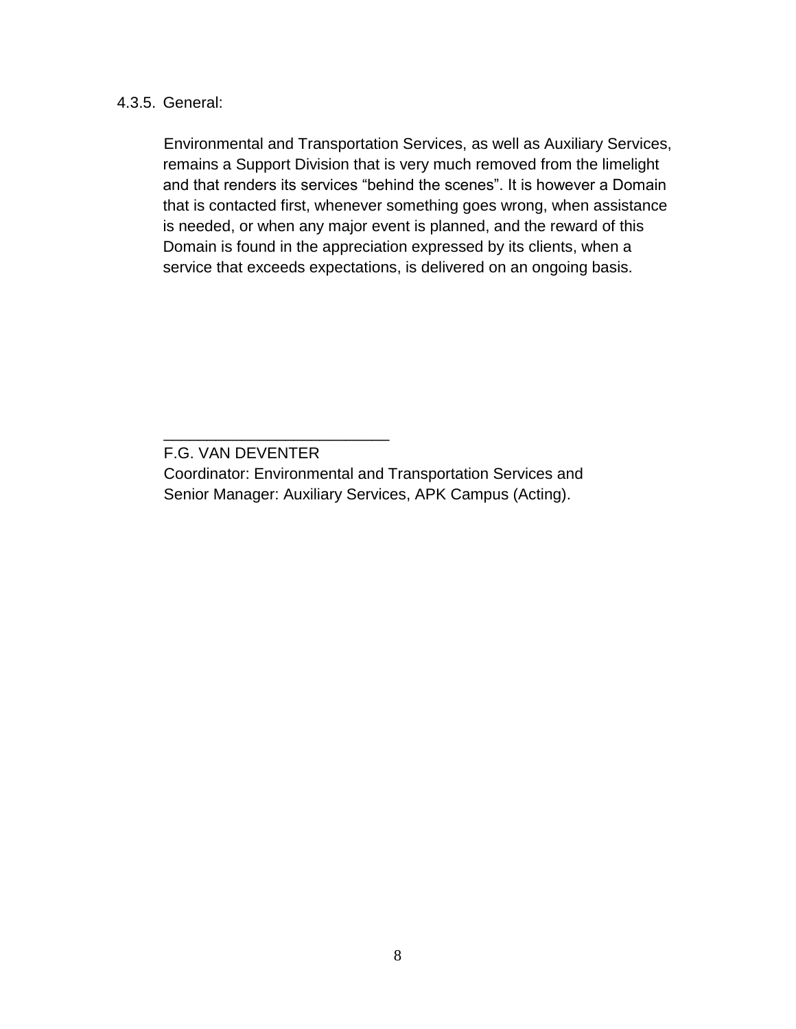4.3.5. General:

Environmental and Transportation Services, as well as Auxiliary Services, remains a Support Division that is very much removed from the limelight and that renders its services “behind the scenes”. It is however a Domain that is contacted first, whenever something goes wrong, when assistance is needed, or when any major event is planned, and the reward of this Domain is found in the appreciation expressed by its clients, when a service that exceeds expectations, is delivered on an ongoing basis.

\_\_\_\_\_\_\_\_\_\_\_\_\_\_\_\_\_\_\_\_\_\_\_\_\_\_

F.G. VAN DEVENTER
Coordinator: Environmental and Transportation Services and
Senior Manager: Auxiliary Services, APK Campus (Acting).